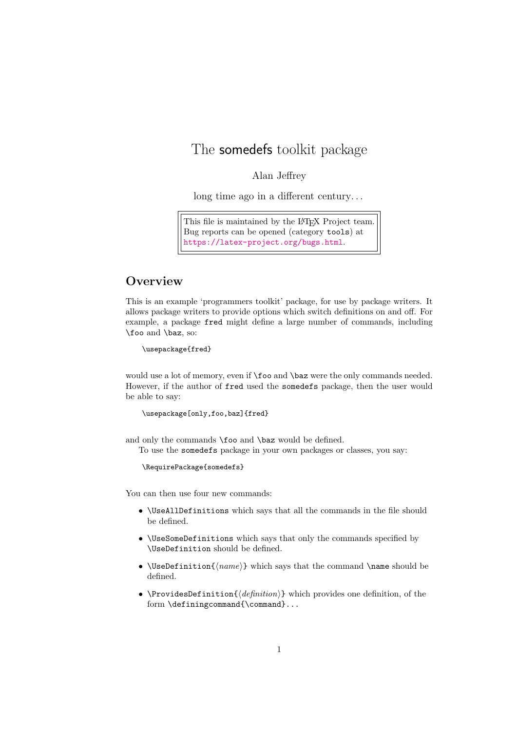# The somedefs toolkit package

Alan Jeffrey

long time ago in a different century…

> This file is maintained by the LaTeX Project team.
> Bug reports can be opened (category `tools`) at
> https://latex-project.org/bugs.html.

## Overview

This is an example 'programmers toolkit' package, for use by package writers. It allows package writers to provide options which switch definitions on and off. For example, a package `fred` might define a large number of commands, including `\foo` and `\baz`, so:

```
\usepackage{fred}
```

would use a lot of memory, even if `\foo` and `\baz` were the only commands needed. However, if the author of `fred` used the `somedefs` package, then the user would be able to say:

```
\usepackage[only,foo,baz]{fred}
```

and only the commands `\foo` and `\baz` would be defined.

To use the `somedefs` package in your own packages or classes, you say:

```
\RequirePackage{somedefs}
```

You can then use four new commands:

- `\UseAllDefinitions` which says that all the commands in the file should be defined.
- `\UseSomeDefinitions` which says that only the commands specified by `\UseDefinition` should be defined.
- `\UseDefinition{`⟨*name*⟩`}` which says that the command `\name` should be defined.
- `\ProvidesDefinition{`⟨*definition*⟩`}` which provides one definition, of the form `\definingcommand{\command}...`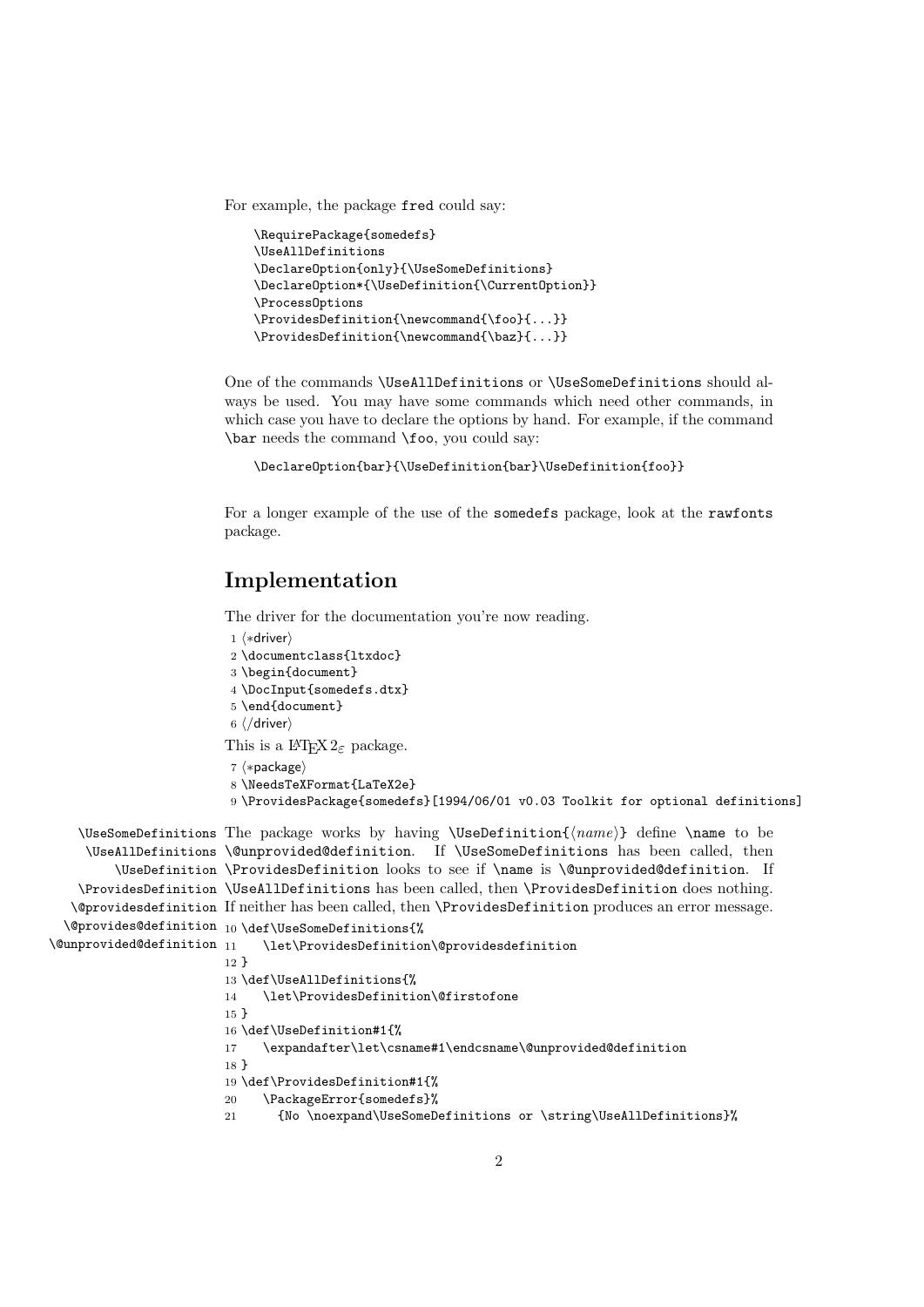For example, the package fred could say:

```
\RequirePackage{somedefs}
\UseAllDefinitions
\DeclareOption{only}{\UseSomeDefinitions}
\DeclareOption*{\UseDefinition{\CurrentOption}}
\ProcessOptions
\ProvidesDefinition{\newcommand{\foo}{...}}
\ProvidesDefinition{\newcommand{\baz}{...}}
```

One of the commands \UseAllDefinitions or \UseSomeDefinitions should always be used. You may have some commands which need other commands, in which case you have to declare the options by hand. For example, if the command \bar needs the command \foo, you could say:

```
\DeclareOption{bar}{\UseDefinition{bar}\UseDefinition{foo}}
```

For a longer example of the use of the somedefs package, look at the rawfonts package.

## Implementation

The driver for the documentation you're now reading.

```
1 ⟨*driver⟩
2 \documentclass{ltxdoc}
3 \begin{document}
4 \DocInput{somedefs.dtx}
5 \end{document}
6 ⟨/driver⟩
```

This is a LaTeX $2_\varepsilon$ package.

```
7 ⟨*package⟩
8 \NeedsTeXFormat{LaTeX2e}
9 \ProvidesPackage{somedefs}[1994/06/01 v0.03 Toolkit for optional definitions]
```

\UseSomeDefinitions \UseAllDefinitions \UseDefinition \ProvidesDefinition \@providesdefinition \@provides@definition \@unprovided@definition

The package works by having \UseDefinition{⟨*name*⟩} define \name to be \@unprovided@definition. If \UseSomeDefinitions has been called, then \ProvidesDefinition looks to see if \name is \@unprovided@definition. If \UseAllDefinitions has been called, then \ProvidesDefinition does nothing. If neither has been called, then \ProvidesDefinition produces an error message.

```
10 \def\UseSomeDefinitions{%
11    \let\ProvidesDefinition\@providesdefinition
12 }
13 \def\UseAllDefinitions{%
14    \let\ProvidesDefinition\@firstofone
15 }
16 \def\UseDefinition#1{%
17    \expandafter\let\csname#1\endcsname\@unprovided@definition
18 }
19 \def\ProvidesDefinition#1{%
20    \PackageError{somedefs}%
21      {No \noexpand\UseSomeDefinitions or \string\UseAllDefinitions}%
```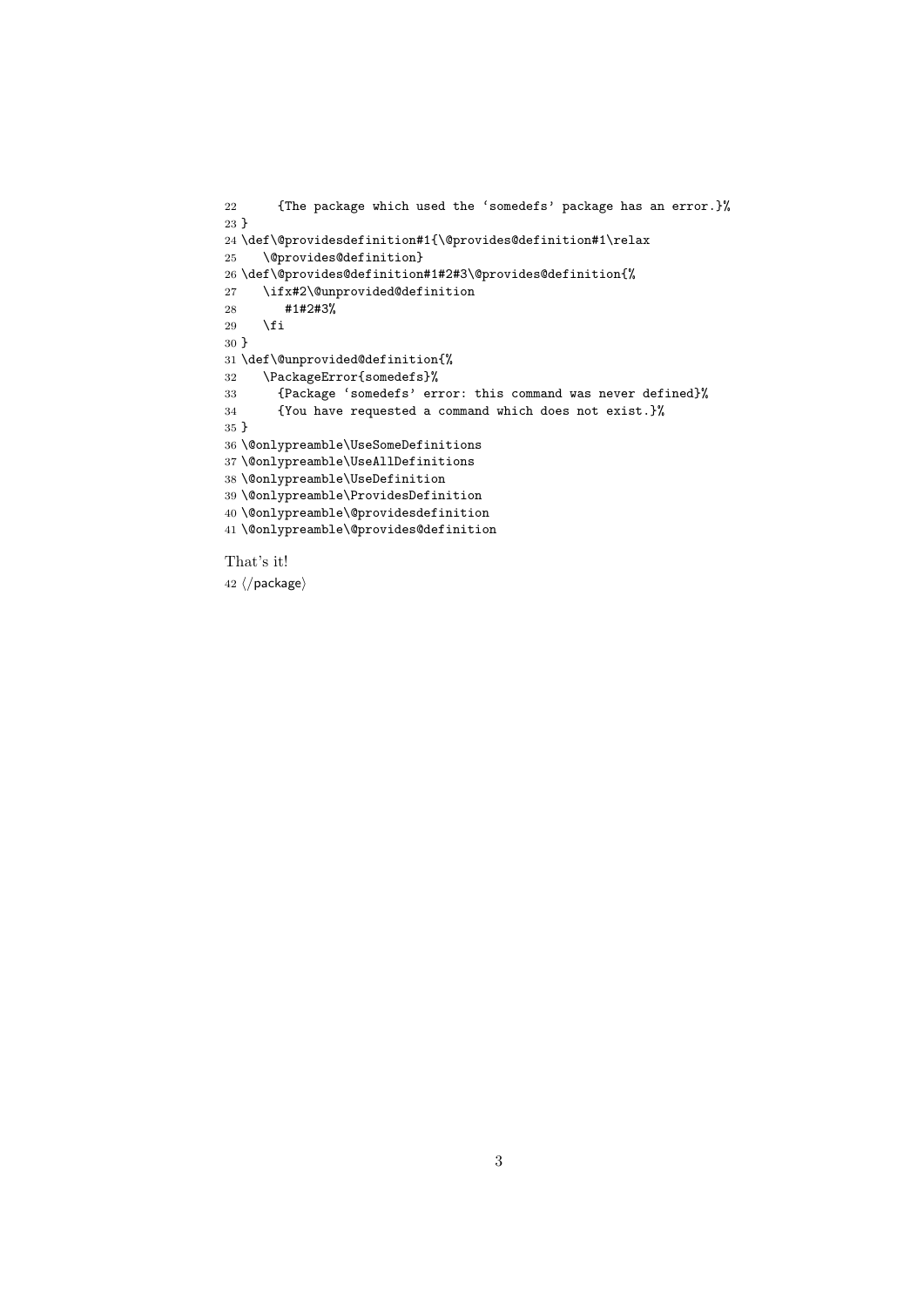```
22      {The package which used the 'somedefs' package has an error.}%
23 }
24 \def\@providesdefinition#1{\@provides@definition#1\relax
25    \@provides@definition}
26 \def\@provides@definition#1#2#3\@provides@definition{%
27    \ifx#2\@unprovided@definition
28       #1#2#3%
29    \fi
30 }
31 \def\@unprovided@definition{%
32    \PackageError{somedefs}%
33      {Package 'somedefs' error: this command was never defined}%
34      {You have requested a command which does not exist.}%
35 }
36 \@onlypreamble\UseSomeDefinitions
37 \@onlypreamble\UseAllDefinitions
38 \@onlypreamble\UseDefinition
39 \@onlypreamble\ProvidesDefinition
40 \@onlypreamble\@providesdefinition
41 \@onlypreamble\@provides@definition
```

That's it!

42 ⟨/package⟩